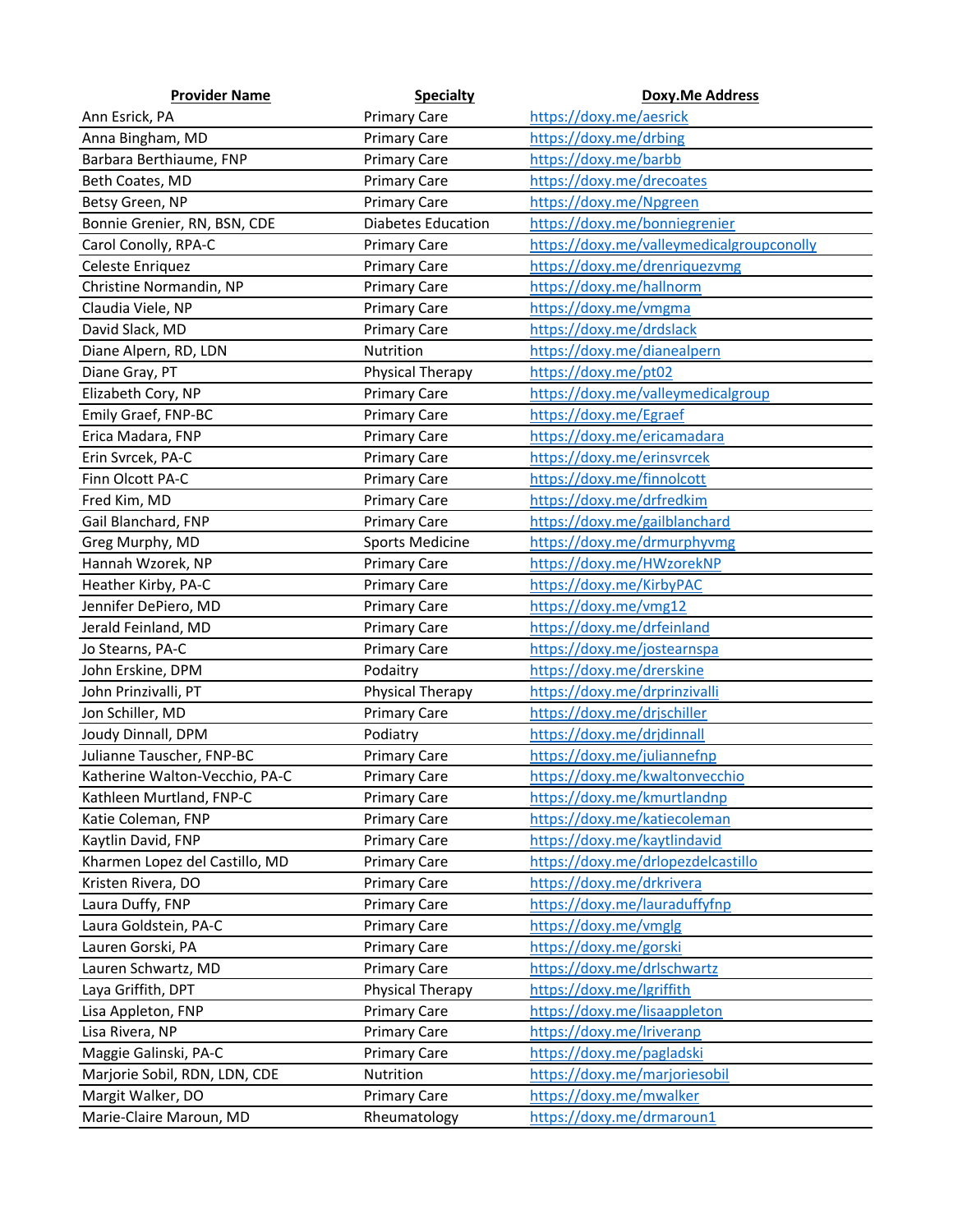| Provider Name | Specialty | Doxy.Me Address |
| --- | --- | --- |
| Ann Esrick, PA | Primary Care | https://doxy.me/aesrick |
| Anna Bingham, MD | Primary Care | https://doxy.me/drbing |
| Barbara Berthiaume, FNP | Primary Care | https://doxy.me/barbb |
| Beth Coates, MD | Primary Care | https://doxy.me/drecoates |
| Betsy Green, NP | Primary Care | https://doxy.me/Npgreen |
| Bonnie Grenier, RN, BSN, CDE | Diabetes Education | https://doxy.me/bonniegrenier |
| Carol Conolly, RPA-C | Primary Care | https://doxy.me/valleymedicalgroupconolly |
| Celeste Enriquez | Primary Care | https://doxy.me/drenriquezvmg |
| Christine Normandin, NP | Primary Care | https://doxy.me/hallnorm |
| Claudia Viele, NP | Primary Care | https://doxy.me/vmgma |
| David Slack, MD | Primary Care | https://doxy.me/drdslack |
| Diane Alpern, RD, LDN | Nutrition | https://doxy.me/dianealpern |
| Diane Gray, PT | Physical Therapy | https://doxy.me/pt02 |
| Elizabeth Cory, NP | Primary Care | https://doxy.me/valleymedicalgroup |
| Emily Graef, FNP-BC | Primary Care | https://doxy.me/Egraef |
| Erica Madara, FNP | Primary Care | https://doxy.me/ericamadara |
| Erin Svrcek, PA-C | Primary Care | https://doxy.me/erinsvrcek |
| Finn Olcott PA-C | Primary Care | https://doxy.me/finnolcott |
| Fred Kim, MD | Primary Care | https://doxy.me/drfredkim |
| Gail Blanchard, FNP | Primary Care | https://doxy.me/gailblanchard |
| Greg Murphy, MD | Sports Medicine | https://doxy.me/drmurphyvmg |
| Hannah Wzorek, NP | Primary Care | https://doxy.me/HWzorekNP |
| Heather Kirby, PA-C | Primary Care | https://doxy.me/KirbyPAC |
| Jennifer DePiero, MD | Primary Care | https://doxy.me/vmg12 |
| Jerald Feinland, MD | Primary Care | https://doxy.me/drfeinland |
| Jo Stearns, PA-C | Primary Care | https://doxy.me/jostearnspa |
| John Erskine, DPM | Podaitry | https://doxy.me/drerskine |
| John Prinzivalli, PT | Physical Therapy | https://doxy.me/drprinzivalli |
| Jon Schiller, MD | Primary Care | https://doxy.me/drjschiller |
| Joudy Dinnall, DPM | Podiatry | https://doxy.me/drjdinnall |
| Julianne Tauscher, FNP-BC | Primary Care | https://doxy.me/juliannefnp |
| Katherine Walton-Vecchio, PA-C | Primary Care | https://doxy.me/kwaltonvecchio |
| Kathleen Murtland, FNP-C | Primary Care | https://doxy.me/kmurtlandnp |
| Katie Coleman, FNP | Primary Care | https://doxy.me/katiecoleman |
| Kaytlin David, FNP | Primary Care | https://doxy.me/kaytlindavid |
| Kharmen Lopez del Castillo, MD | Primary Care | https://doxy.me/drlopezdelcastillo |
| Kristen Rivera, DO | Primary Care | https://doxy.me/drkrivera |
| Laura Duffy, FNP | Primary Care | https://doxy.me/lauraduffyfnp |
| Laura Goldstein, PA-C | Primary Care | https://doxy.me/vmglg |
| Lauren Gorski, PA | Primary Care | https://doxy.me/gorski |
| Lauren Schwartz, MD | Primary Care | https://doxy.me/drlschwartz |
| Laya Griffith, DPT | Physical Therapy | https://doxy.me/lgriffith |
| Lisa Appleton, FNP | Primary Care | https://doxy.me/lisaappleton |
| Lisa Rivera, NP | Primary Care | https://doxy.me/lriveranp |
| Maggie Galinski, PA-C | Primary Care | https://doxy.me/pagladski |
| Marjorie Sobil, RDN, LDN, CDE | Nutrition | https://doxy.me/marjoriesobil |
| Margit Walker, DO | Primary Care | https://doxy.me/mwalker |
| Marie-Claire Maroun, MD | Rheumatology | https://doxy.me/drmaroun1 |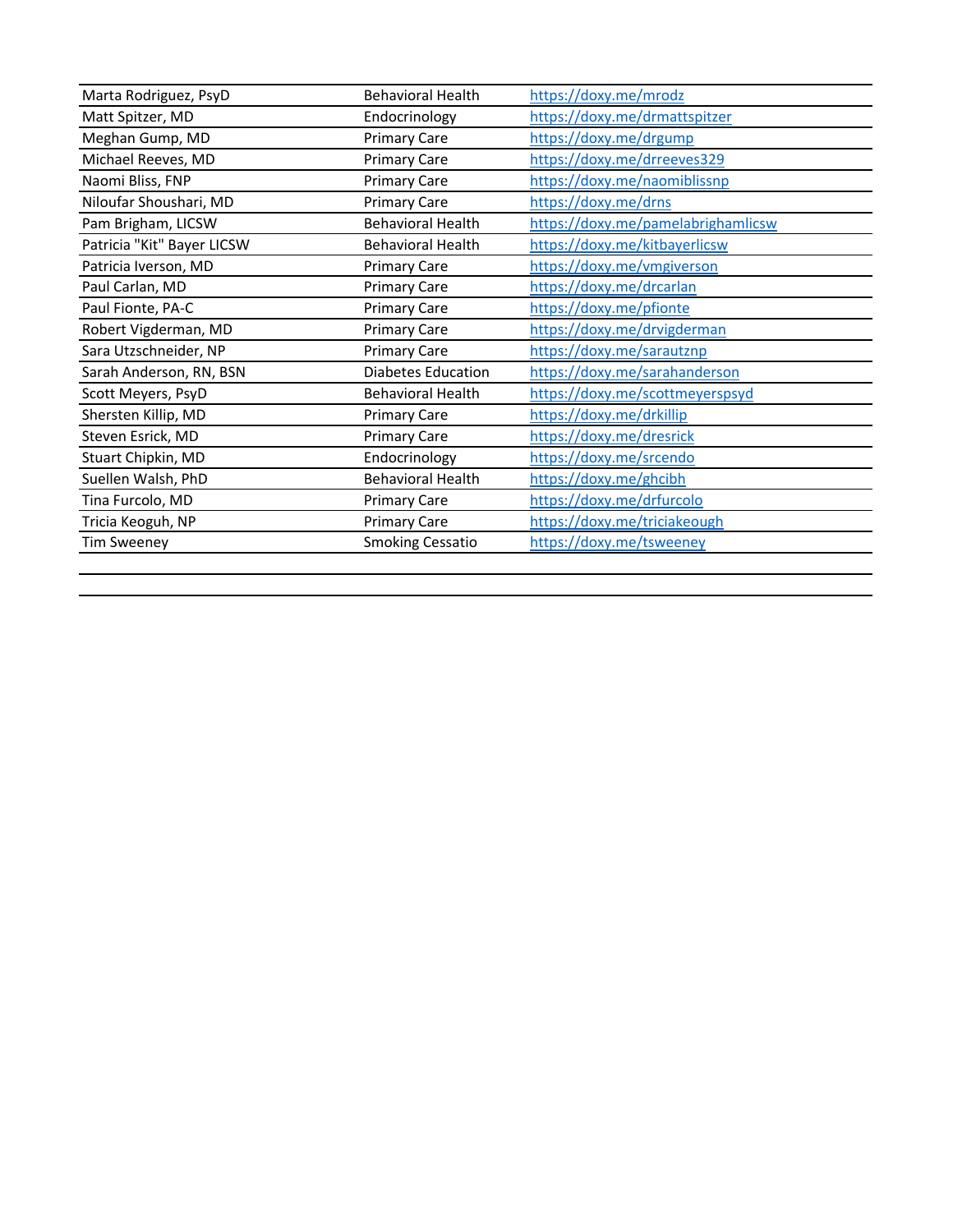| | | |
|---|---|---|
| Marta Rodriguez, PsyD | Behavioral Health | https://doxy.me/mrodz |
| Matt Spitzer, MD | Endocrinology | https://doxy.me/drmattspitzer |
| Meghan Gump, MD | Primary Care | https://doxy.me/drgump |
| Michael Reeves, MD | Primary Care | https://doxy.me/drreeves329 |
| Naomi Bliss, FNP | Primary Care | https://doxy.me/naomiblissnp |
| Niloufar Shoushari, MD | Primary Care | https://doxy.me/drns |
| Pam Brigham, LICSW | Behavioral Health | https://doxy.me/pamelabrighamlicsw |
| Patricia "Kit" Bayer LICSW | Behavioral Health | https://doxy.me/kitbayerlicsw |
| Patricia Iverson, MD | Primary Care | https://doxy.me/vmgiverson |
| Paul Carlan, MD | Primary Care | https://doxy.me/drcarlan |
| Paul Fionte, PA-C | Primary Care | https://doxy.me/pfionte |
| Robert Vigderman, MD | Primary Care | https://doxy.me/drvigderman |
| Sara Utzschneider, NP | Primary Care | https://doxy.me/sarautznp |
| Sarah Anderson, RN, BSN | Diabetes Education | https://doxy.me/sarahanderson |
| Scott Meyers, PsyD | Behavioral Health | https://doxy.me/scottmeyerspsyd |
| Shersten Killip, MD | Primary Care | https://doxy.me/drkillip |
| Steven Esrick, MD | Primary Care | https://doxy.me/dresrick |
| Stuart Chipkin, MD | Endocrinology | https://doxy.me/srcendo |
| Suellen Walsh, PhD | Behavioral Health | https://doxy.me/ghcibh |
| Tina Furcolo, MD | Primary Care | https://doxy.me/drfurcolo |
| Tricia Keoguh, NP | Primary Care | https://doxy.me/triciakeough |
| Tim Sweeney | Smoking Cessatio | https://doxy.me/tsweeney |
| | | |